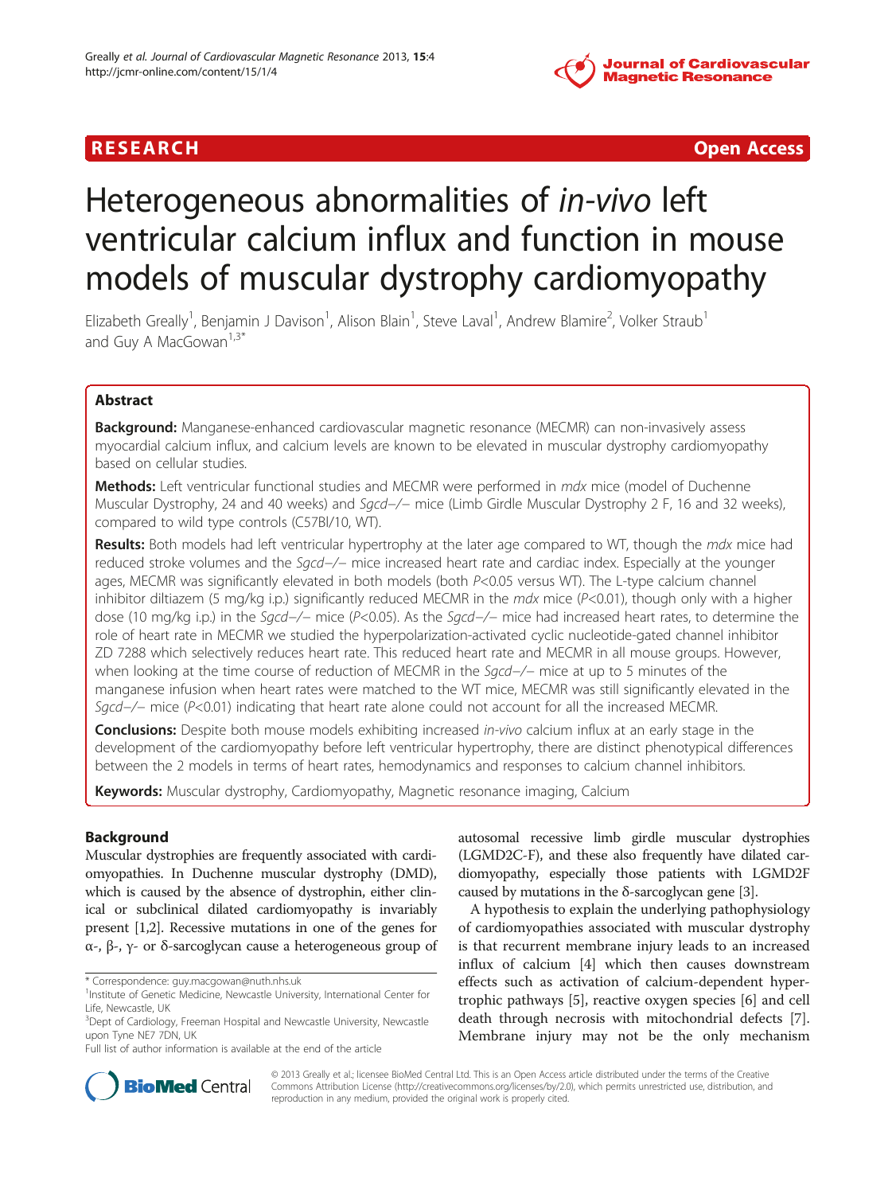RESEARCH Open Access

# Heterogeneous abnormalities of *in-vivo* left ventricular calcium influx and function in mouse models of muscular dystrophy cardiomyopathy

Elizabeth Greally[1], Benjamin J Davison[1], Alison Blain[1], Steve Laval[1], Andrew Blamire[2], Volker Straub[1] and Guy A MacGowan[1,3*]

## Abstract

**Background:** Manganese-enhanced cardiovascular magnetic resonance (MECMR) can non-invasively assess myocardial calcium influx, and calcium levels are known to be elevated in muscular dystrophy cardiomyopathy based on cellular studies.

**Methods:** Left ventricular functional studies and MECMR were performed in *mdx* mice (model of Duchenne Muscular Dystrophy, 24 and 40 weeks) and *Sgcd*−/− mice (Limb Girdle Muscular Dystrophy 2 F, 16 and 32 weeks), compared to wild type controls (C57Bl/10, WT).

**Results:** Both models had left ventricular hypertrophy at the later age compared to WT, though the *mdx* mice had reduced stroke volumes and the *Sgcd*−/− mice increased heart rate and cardiac index. Especially at the younger ages, MECMR was significantly elevated in both models (both $P<0.05$ versus WT). The L-type calcium channel inhibitor diltiazem (5 mg/kg i.p.) significantly reduced MECMR in the *mdx* mice ($P<0.01$), though only with a higher dose (10 mg/kg i.p.) in the *Sgcd*−/− mice ($P<0.05$). As the *Sgcd*−/− mice had increased heart rates, to determine the role of heart rate in MECMR we studied the hyperpolarization-activated cyclic nucleotide-gated channel inhibitor ZD 7288 which selectively reduces heart rate. This reduced heart rate and MECMR in all mouse groups. However, when looking at the time course of reduction of MECMR in the *Sgcd*−/− mice at up to 5 minutes of the manganese infusion when heart rates were matched to the WT mice, MECMR was still significantly elevated in the *Sgcd*−/− mice ($P<0.01$) indicating that heart rate alone could not account for all the increased MECMR.

**Conclusions:** Despite both mouse models exhibiting increased *in-vivo* calcium influx at an early stage in the development of the cardiomyopathy before left ventricular hypertrophy, there are distinct phenotypical differences between the 2 models in terms of heart rates, hemodynamics and responses to calcium channel inhibitors.

**Keywords:** Muscular dystrophy, Cardiomyopathy, Magnetic resonance imaging, Calcium

## Background

Muscular dystrophies are frequently associated with cardiomyopathies. In Duchenne muscular dystrophy (DMD), which is caused by the absence of dystrophin, either clinical or subclinical dilated cardiomyopathy is invariably present [1,2]. Recessive mutations in one of the genes for α-, β-, γ- or δ-sarcoglycan cause a heterogeneous group of autosomal recessive limb girdle muscular dystrophies (LGMD2C-F), and these also frequently have dilated cardiomyopathy, especially those patients with LGMD2F caused by mutations in the δ-sarcoglycan gene [3].

A hypothesis to explain the underlying pathophysiology of cardiomyopathies associated with muscular dystrophy is that recurrent membrane injury leads to an increased influx of calcium [4] which then causes downstream effects such as activation of calcium-dependent hypertrophic pathways [5], reactive oxygen species [6] and cell death through necrosis with mitochondrial defects [7]. Membrane injury may not be the only mechanism

\* Correspondence: guy.macgowan@nuth.nhs.uk
[1]Institute of Genetic Medicine, Newcastle University, International Center for Life, Newcastle, UK
[3]Dept of Cardiology, Freeman Hospital and Newcastle University, Newcastle upon Tyne NE7 7DN, UK
Full list of author information is available at the end of the article

© 2013 Greally et al.; licensee BioMed Central Ltd. This is an Open Access article distributed under the terms of the Creative Commons Attribution License (http://creativecommons.org/licenses/by/2.0), which permits unrestricted use, distribution, and reproduction in any medium, provided the original work is properly cited.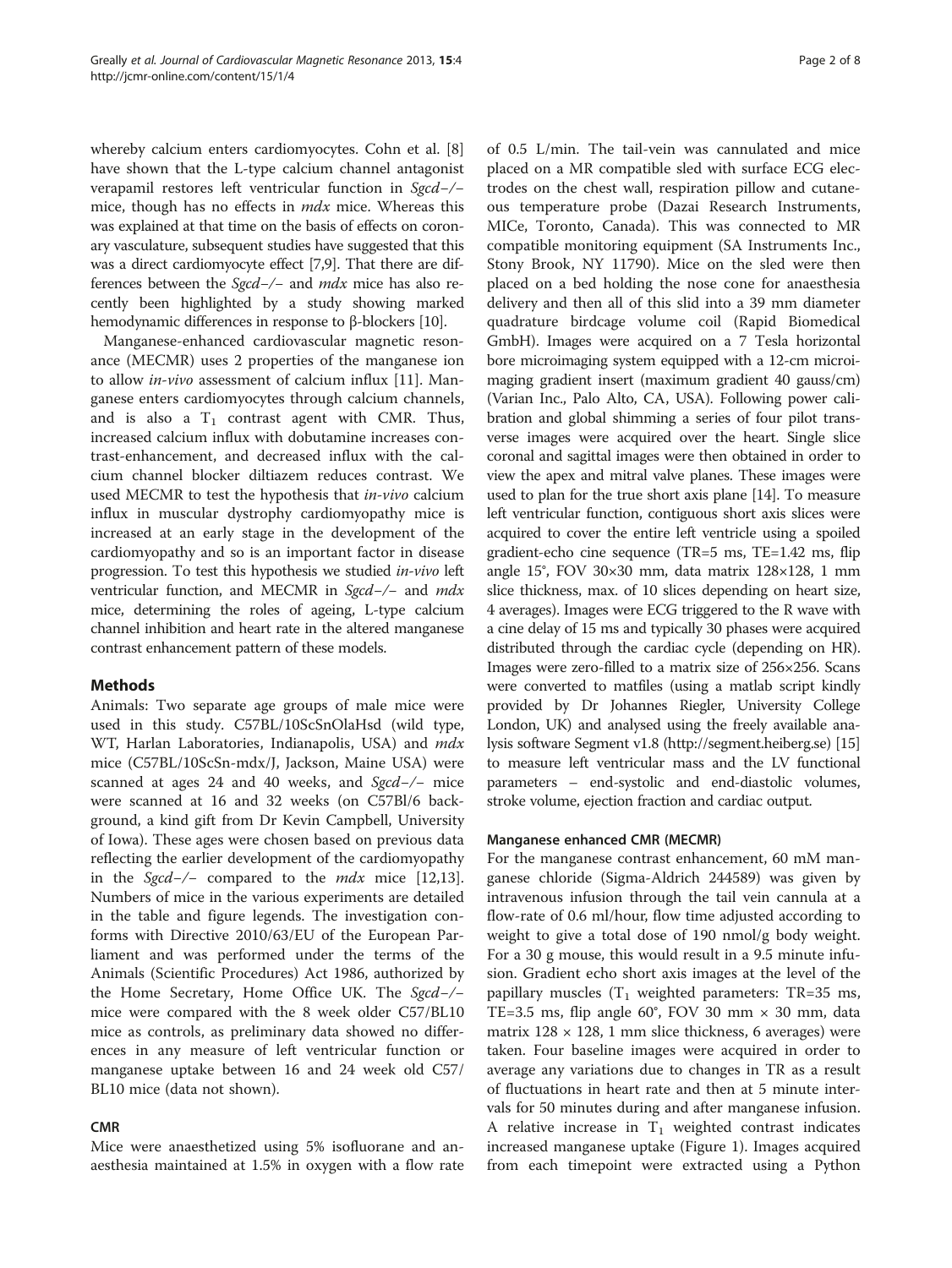whereby calcium enters cardiomyocytes. Cohn et al. [8] have shown that the L-type calcium channel antagonist verapamil restores left ventricular function in *Sgcd−/−* mice, though has no effects in *mdx* mice. Whereas this was explained at that time on the basis of effects on coronary vasculature, subsequent studies have suggested that this was a direct cardiomyocyte effect [7,9]. That there are differences between the *Sgcd−/−* and *mdx* mice has also recently been highlighted by a study showing marked hemodynamic differences in response to β-blockers [10].

Manganese-enhanced cardiovascular magnetic resonance (MECMR) uses 2 properties of the manganese ion to allow *in-vivo* assessment of calcium influx [11]. Manganese enters cardiomyocytes through calcium channels, and is also a $T_1$ contrast agent with CMR. Thus, increased calcium influx with dobutamine increases contrast-enhancement, and decreased influx with the calcium channel blocker diltiazem reduces contrast. We used MECMR to test the hypothesis that *in-vivo* calcium influx in muscular dystrophy cardiomyopathy mice is increased at an early stage in the development of the cardiomyopathy and so is an important factor in disease progression. To test this hypothesis we studied *in-vivo* left ventricular function, and MECMR in *Sgcd−/−* and *mdx* mice, determining the roles of ageing, L-type calcium channel inhibition and heart rate in the altered manganese contrast enhancement pattern of these models.

## Methods

Animals: Two separate age groups of male mice were used in this study. C57BL/10ScSnOlaHsd (wild type, WT, Harlan Laboratories, Indianapolis, USA) and *mdx* mice (C57BL/10ScSn-mdx/J, Jackson, Maine USA) were scanned at ages 24 and 40 weeks, and *Sgcd−/−* mice were scanned at 16 and 32 weeks (on C57Bl/6 background, a kind gift from Dr Kevin Campbell, University of Iowa). These ages were chosen based on previous data reflecting the earlier development of the cardiomyopathy in the *Sgcd−/−* compared to the *mdx* mice [12,13]. Numbers of mice in the various experiments are detailed in the table and figure legends. The investigation conforms with Directive 2010/63/EU of the European Parliament and was performed under the terms of the Animals (Scientific Procedures) Act 1986, authorized by the Home Secretary, Home Office UK. The *Sgcd−/−* mice were compared with the 8 week older C57/BL10 mice as controls, as preliminary data showed no differences in any measure of left ventricular function or manganese uptake between 16 and 24 week old C57/BL10 mice (data not shown).

### CMR

Mice were anaesthetized using 5% isoflurane and anaesthesia maintained at 1.5% in oxygen with a flow rate of 0.5 L/min. The tail-vein was cannulated and mice placed on a MR compatible sled with surface ECG electrodes on the chest wall, respiration pillow and cutaneous temperature probe (Dazai Research Instruments, MICe, Toronto, Canada). This was connected to MR compatible monitoring equipment (SA Instruments Inc., Stony Brook, NY 11790). Mice on the sled were then placed on a bed holding the nose cone for anaesthesia delivery and then all of this slid into a 39 mm diameter quadrature birdcage volume coil (Rapid Biomedical GmbH). Images were acquired on a 7 Tesla horizontal bore microimaging system equipped with a 12-cm microimaging gradient insert (maximum gradient 40 gauss/cm) (Varian Inc., Palo Alto, CA, USA). Following power calibration and global shimming a series of four pilot transverse images were acquired over the heart. Single slice coronal and sagittal images were then obtained in order to view the apex and mitral valve planes. These images were used to plan for the true short axis plane [14]. To measure left ventricular function, contiguous short axis slices were acquired to cover the entire left ventricle using a spoiled gradient-echo cine sequence (TR=5 ms, TE=1.42 ms, flip angle 15°, FOV 30×30 mm, data matrix 128×128, 1 mm slice thickness, max. of 10 slices depending on heart size, 4 averages). Images were ECG triggered to the R wave with a cine delay of 15 ms and typically 30 phases were acquired distributed through the cardiac cycle (depending on HR). Images were zero-filled to a matrix size of 256×256. Scans were converted to matfiles (using a matlab script kindly provided by Dr Johannes Riegler, University College London, UK) and analysed using the freely available analysis software Segment v1.8 (http://segment.heiberg.se) [15] to measure left ventricular mass and the LV functional parameters – end-systolic and end-diastolic volumes, stroke volume, ejection fraction and cardiac output.

### Manganese enhanced CMR (MECMR)

For the manganese contrast enhancement, 60 mM manganese chloride (Sigma-Aldrich 244589) was given by intravenous infusion through the tail vein cannula at a flow-rate of 0.6 ml/hour, flow time adjusted according to weight to give a total dose of 190 nmol/g body weight. For a 30 g mouse, this would result in a 9.5 minute infusion. Gradient echo short axis images at the level of the papillary muscles ($T_1$ weighted parameters: TR=35 ms, TE=3.5 ms, flip angle 60°, FOV 30 mm × 30 mm, data matrix 128 × 128, 1 mm slice thickness, 6 averages) were taken. Four baseline images were acquired in order to average any variations due to changes in TR as a result of fluctuations in heart rate and then at 5 minute intervals for 50 minutes during and after manganese infusion. A relative increase in $T_1$ weighted contrast indicates increased manganese uptake (Figure 1). Images acquired from each timepoint were extracted using a Python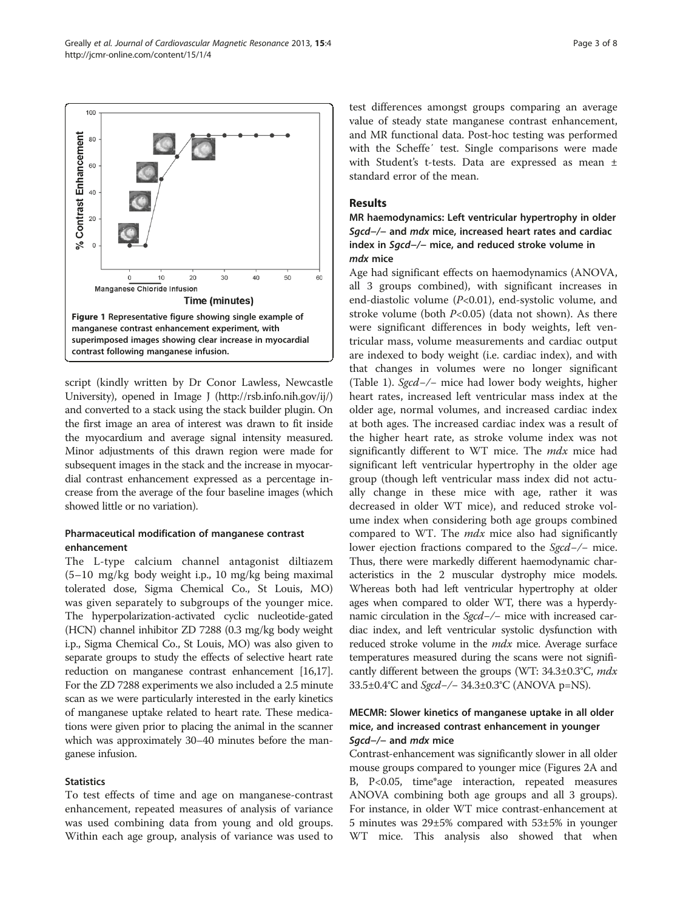**Figure 1 Representative figure showing single example of manganese contrast enhancement experiment, with superimposed images showing clear increase in myocardial contrast following manganese infusion.**

script (kindly written by Dr Conor Lawless, Newcastle University), opened in Image J (http://rsb.info.nih.gov/ij/) and converted to a stack using the stack builder plugin. On the first image an area of interest was drawn to fit inside the myocardium and average signal intensity measured. Minor adjustments of this drawn region were made for subsequent images in the stack and the increase in myocardial contrast enhancement expressed as a percentage increase from the average of the four baseline images (which showed little or no variation).

### Pharmaceutical modification of manganese contrast enhancement

The L-type calcium channel antagonist diltiazem (5–10 mg/kg body weight i.p., 10 mg/kg being maximal tolerated dose, Sigma Chemical Co., St Louis, MO) was given separately to subgroups of the younger mice. The hyperpolarization-activated cyclic nucleotide-gated (HCN) channel inhibitor ZD 7288 (0.3 mg/kg body weight i.p., Sigma Chemical Co., St Louis, MO) was also given to separate groups to study the effects of selective heart rate reduction on manganese contrast enhancement [16,17]. For the ZD 7288 experiments we also included a 2.5 minute scan as we were particularly interested in the early kinetics of manganese uptake related to heart rate. These medications were given prior to placing the animal in the scanner which was approximately 30–40 minutes before the manganese infusion.

### Statistics

To test effects of time and age on manganese-contrast enhancement, repeated measures of analysis of variance was used combining data from young and old groups. Within each age group, analysis of variance was used to test differences amongst groups comparing an average value of steady state manganese contrast enhancement, and MR functional data. Post-hoc testing was performed with the Scheffe´ test. Single comparisons were made with Student's t-tests. Data are expressed as mean ± standard error of the mean.

## Results

### MR haemodynamics: Left ventricular hypertrophy in older *Sgcd−/−* and *mdx* mice, increased heart rates and cardiac index in *Sgcd−/−* mice, and reduced stroke volume in *mdx* mice

Age had significant effects on haemodynamics (ANOVA, all 3 groups combined), with significant increases in end-diastolic volume ($P<0.01$), end-systolic volume, and stroke volume (both $P<0.05$) (data not shown). As there were significant differences in body weights, left ventricular mass, volume measurements and cardiac output are indexed to body weight (i.e. cardiac index), and with that changes in volumes were no longer significant (Table 1). *Sgcd−/−* mice had lower body weights, higher heart rates, increased left ventricular mass index at the older age, normal volumes, and increased cardiac index at both ages. The increased cardiac index was a result of the higher heart rate, as stroke volume index was not significantly different to WT mice. The *mdx* mice had significant left ventricular hypertrophy in the older age group (though left ventricular mass index did not actually change in these mice with age, rather it was decreased in older WT mice), and reduced stroke volume index when considering both age groups combined compared to WT. The *mdx* mice also had significantly lower ejection fractions compared to the *Sgcd−/−* mice. Thus, there were markedly different haemodynamic characteristics in the 2 muscular dystrophy mice models. Whereas both had left ventricular hypertrophy at older ages when compared to older WT, there was a hyperdynamic circulation in the *Sgcd−/−* mice with increased cardiac index, and left ventricular systolic dysfunction with reduced stroke volume in the *mdx* mice. Average surface temperatures measured during the scans were not significantly different between the groups (WT: 34.3±0.3°C, *mdx* 33.5±0.4°C and *Sgcd−/−* 34.3±0.3°C (ANOVA p=NS).

### MECMR: Slower kinetics of manganese uptake in all older mice, and increased contrast enhancement in younger *Sgcd−/−* and *mdx* mice

Contrast-enhancement was significantly slower in all older mouse groups compared to younger mice (Figures 2A and B, $P<0.05$, time*age interaction, repeated measures ANOVA combining both age groups and all 3 groups). For instance, in older WT mice contrast-enhancement at 5 minutes was 29±5% compared with 53±5% in younger WT mice. This analysis also showed that when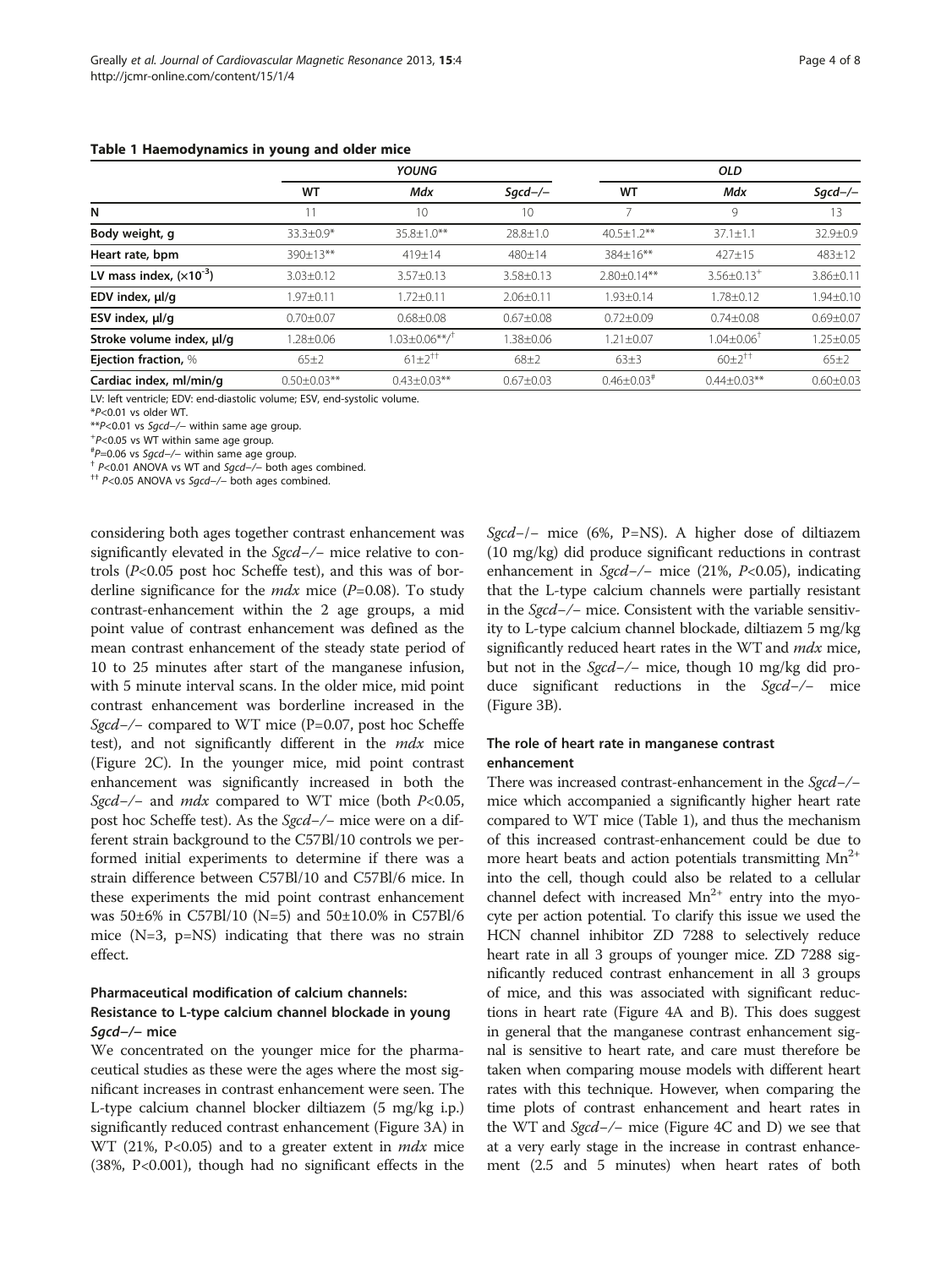**Table 1 Haemodynamics in young and older mice**

| | *YOUNG* | | | *OLD* | | |
|---|---|---|---|---|---|---|
| | **WT** | ***Mdx*** | ***Sgcd−/−*** | **WT** | ***Mdx*** | ***Sgcd−/−*** |
| **N** | 11 | 10 | 10 | 7 | 9 | 13 |
| **Body weight, g** | 33.3±0.9* | 35.8±1.0** | 28.8±1.0 | 40.5±1.2** | 37.1±1.1 | 32.9±0.9 |
| **Heart rate, bpm** | 390±13** | 419±14 | 480±14 | 384±16** | 427±15 | 483±12 |
| **LV mass index, ($\times 10^{-3}$)** | 3.03±0.12 | 3.57±0.13 | 3.58±0.13 | 2.80±0.14** | 3.56±0.13$^{+}$ | 3.86±0.11 |
| **EDV index, µl/g** | 1.97±0.11 | 1.72±0.11 | 2.06±0.11 | 1.93±0.14 | 1.78±0.12 | 1.94±0.10 |
| **ESV index, µl/g** | 0.70±0.07 | 0.68±0.08 | 0.67±0.08 | 0.72±0.09 | 0.74±0.08 | 0.69±0.07 |
| **Stroke volume index, µl/g** | 1.28±0.06 | 1.03±0.06**/$^{\dagger}$ | 1.38±0.06 | 1.21±0.07 | 1.04±0.06$^{\dagger}$ | 1.25±0.05 |
| **Ejection fraction,** % | 65±2 | 61±2$^{\dagger\dagger}$ | 68±2 | 63±3 | 60±2$^{\dagger\dagger}$ | 65±2 |
| **Cardiac index, ml/min/g** | 0.50±0.03** | 0.43±0.03** | 0.67±0.03 | 0.46±0.03$^{\#}$ | 0.44±0.03** | 0.60±0.03 |

LV: left ventricle; EDV: end-diastolic volume; ESV, end-systolic volume.
*P<0.01 vs older WT.
**P<0.01 vs *Sgcd−/−* within same age group.
$^{+}$P<0.05 vs WT within same age group.
$^{\#}$P=0.06 vs *Sgcd−/−* within same age group.
$^{\dagger}$ P<0.01 ANOVA vs WT and *Sgcd−/−* both ages combined.
$^{\dagger\dagger}$ P<0.05 ANOVA vs *Sgcd−/−* both ages combined.

considering both ages together contrast enhancement was significantly elevated in the *Sgcd−/−* mice relative to controls (*P*<0.05 post hoc Scheffe test), and this was of borderline significance for the *mdx* mice (*P*=0.08). To study contrast-enhancement within the 2 age groups, a mid point value of contrast enhancement was defined as the mean contrast enhancement of the steady state period of 10 to 25 minutes after start of the manganese infusion, with 5 minute interval scans. In the older mice, mid point contrast enhancement was borderline increased in the *Sgcd−/−* compared to WT mice (P=0.07, post hoc Scheffe test), and not significantly different in the *mdx* mice (Figure 2C). In the younger mice, mid point contrast enhancement was significantly increased in both the *Sgcd−/−* and *mdx* compared to WT mice (both *P*<0.05, post hoc Scheffe test). As the *Sgcd−/−* mice were on a different strain background to the C57Bl/10 controls we performed initial experiments to determine if there was a strain difference between C57Bl/10 and C57Bl/6 mice. In these experiments the mid point contrast enhancement was 50±6% in C57Bl/10 (N=5) and 50±10.0% in C57Bl/6 mice (N=3, p=NS) indicating that there was no strain effect.

### Pharmaceutical modification of calcium channels: Resistance to L-type calcium channel blockade in young *Sgcd−/−* mice

We concentrated on the younger mice for the pharmaceutical studies as these were the ages where the most significant increases in contrast enhancement were seen. The L-type calcium channel blocker diltiazem (5 mg/kg i.p.) significantly reduced contrast enhancement (Figure 3A) in WT (21%, P<0.05) and to a greater extent in *mdx* mice (38%, P<0.001), though had no significant effects in the *Sgcd−/−* mice (6%, P=NS). A higher dose of diltiazem (10 mg/kg) did produce significant reductions in contrast enhancement in *Sgcd−/−* mice (21%, *P*<0.05), indicating that the L-type calcium channels were partially resistant in the *Sgcd−/−* mice. Consistent with the variable sensitivity to L-type calcium channel blockade, diltiazem 5 mg/kg significantly reduced heart rates in the WT and *mdx* mice, but not in the *Sgcd−/−* mice, though 10 mg/kg did produce significant reductions in the *Sgcd−/−* mice (Figure 3B).

### The role of heart rate in manganese contrast enhancement

There was increased contrast-enhancement in the *Sgcd−/−* mice which accompanied a significantly higher heart rate compared to WT mice (Table 1), and thus the mechanism of this increased contrast-enhancement could be due to more heart beats and action potentials transmitting $Mn^{2+}$ into the cell, though could also be related to a cellular channel defect with increased $Mn^{2+}$ entry into the myocyte per action potential. To clarify this issue we used the HCN channel inhibitor ZD 7288 to selectively reduce heart rate in all 3 groups of younger mice. ZD 7288 significantly reduced contrast enhancement in all 3 groups of mice, and this was associated with significant reductions in heart rate (Figure 4A and B). This does suggest in general that the manganese contrast enhancement signal is sensitive to heart rate, and care must therefore be taken when comparing mouse models with different heart rates with this technique. However, when comparing the time plots of contrast enhancement and heart rates in the WT and *Sgcd−/−* mice (Figure 4C and D) we see that at a very early stage in the increase in contrast enhancement (2.5 and 5 minutes) when heart rates of both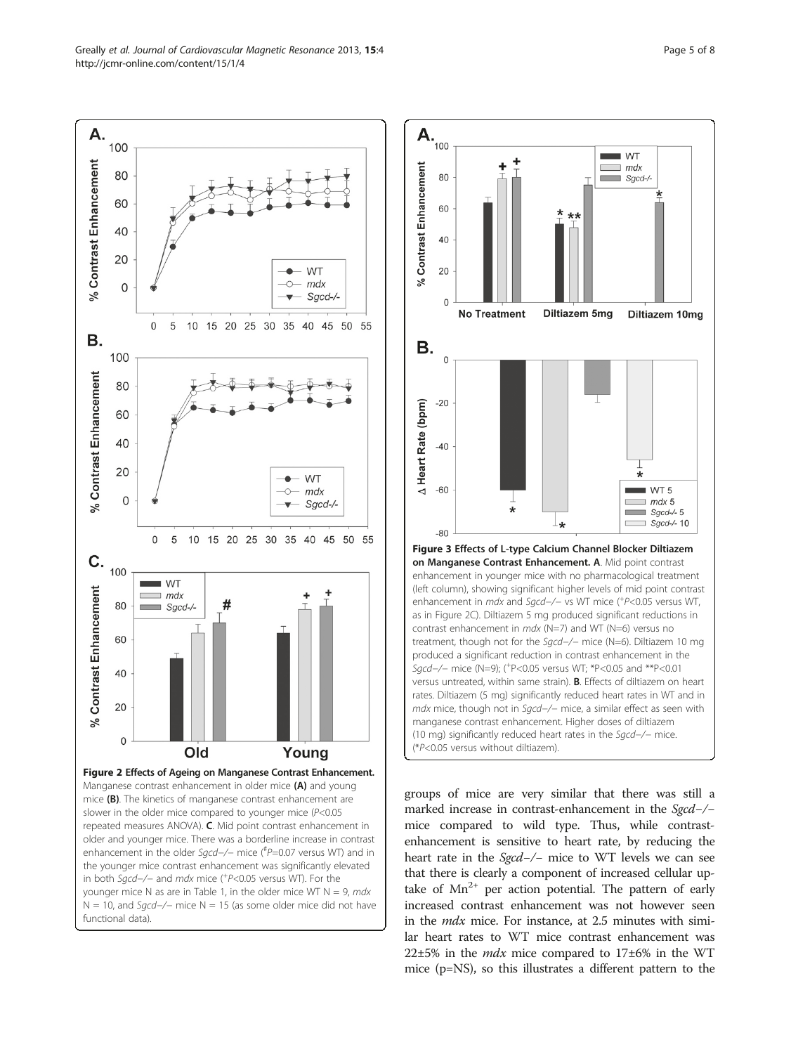**Figure 2 Effects of Ageing on Manganese Contrast Enhancement.** Manganese contrast enhancement in older mice **(A)** and young mice **(B)**. The kinetics of manganese contrast enhancement are slower in the older mice compared to younger mice ($P<0.05$ repeated measures ANOVA). **C**. Mid point contrast enhancement in older and younger mice. There was a borderline increase in contrast enhancement in the older *Sgcd−/−* mice ($^{\#}P=0.07$ versus WT) and in the younger mice contrast enhancement was significantly elevated in both *Sgcd−/−* and *mdx* mice ($^{+}P<0.05$ versus WT). For the younger mice N as are in Table 1, in the older mice WT N = 9, *mdx* N = 10, and *Sgcd−/−* mice N = 15 (as some older mice did not have functional data).

**Figure 3 Effects of L-type Calcium Channel Blocker Diltiazem on Manganese Contrast Enhancement. A**. Mid point contrast enhancement in younger mice with no pharmacological treatment (left column), showing significant higher levels of mid point contrast enhancement in *mdx* and *Sgcd−/−* vs WT mice ($^{+}P<0.05$ versus WT, as in Figure 2C). Diltiazem 5 mg produced significant reductions in contrast enhancement in *mdx* (N=7) and WT (N=6) versus no treatment, though not for the *Sgcd−/−* mice (N=6). Diltiazem 10 mg produced a significant reduction in contrast enhancement in the *Sgcd−/−* mice (N=9); ($^{+}P<0.05$ versus WT; $^{*}P<0.05$ and $^{**}P<0.01$ versus untreated, within same strain). **B**. Effects of diltiazem on heart rates. Diltiazem (5 mg) significantly reduced heart rates in WT and in *mdx* mice, though not in *Sgcd−/−* mice, a similar effect as seen with manganese contrast enhancement. Higher doses of diltiazem (10 mg) significantly reduced heart rates in the *Sgcd−/−* mice. ($^{*}P<0.05$ versus without diltiazem).

groups of mice are very similar that there was still a marked increase in contrast-enhancement in the *Sgcd−/−* mice compared to wild type. Thus, while contrast-enhancement is sensitive to heart rate, by reducing the heart rate in the *Sgcd−/−* mice to WT levels we can see that there is clearly a component of increased cellular uptake of $Mn^{2+}$ per action potential. The pattern of early increased contrast enhancement was not however seen in the *mdx* mice. For instance, at 2.5 minutes with similar heart rates to WT mice contrast enhancement was 22±5% in the *mdx* mice compared to 17±6% in the WT mice (p=NS), so this illustrates a different pattern to the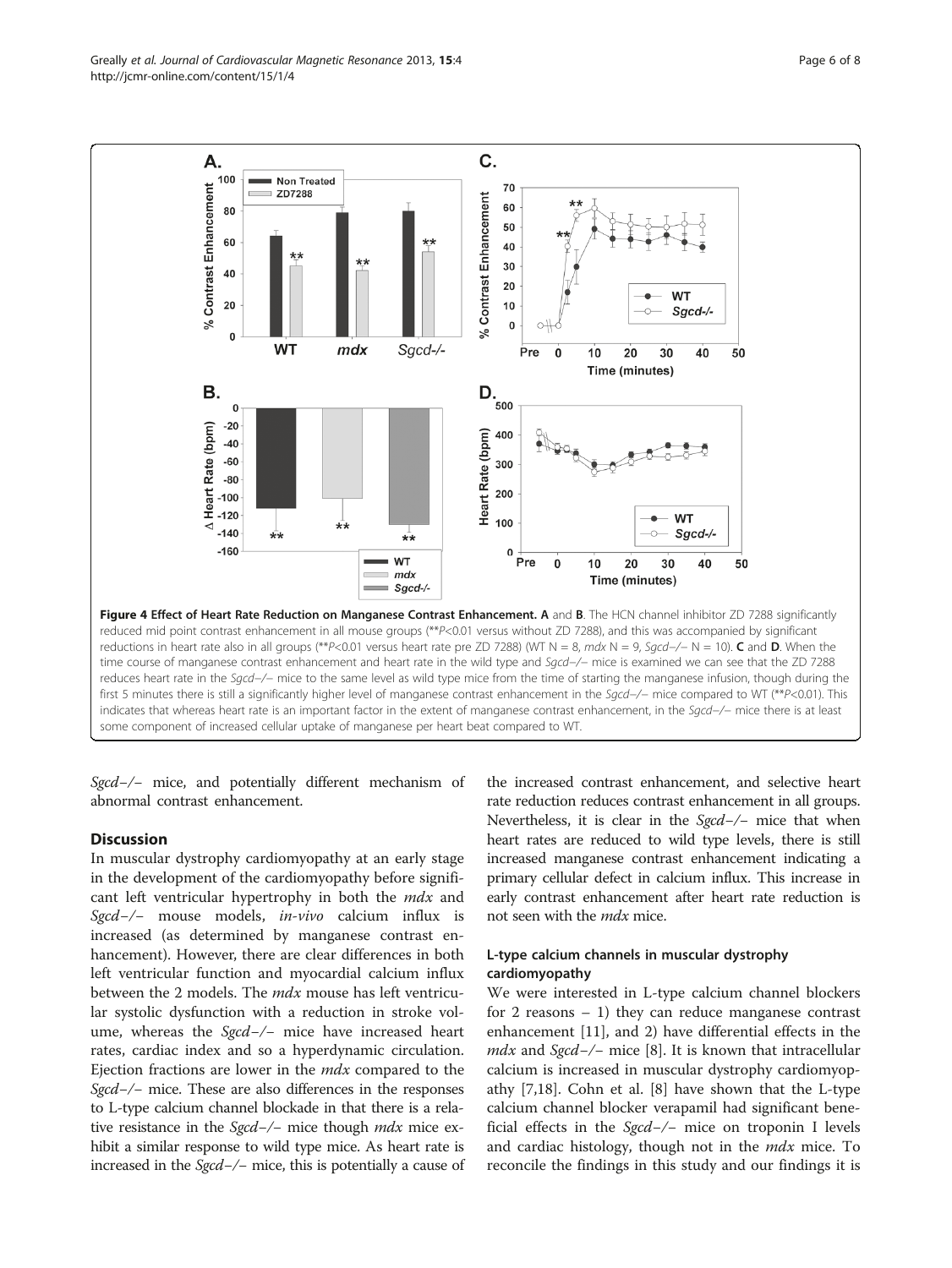**Figure 4 Effect of Heart Rate Reduction on Manganese Contrast Enhancement. A** and **B**. The HCN channel inhibitor ZD 7288 significantly reduced mid point contrast enhancement in all mouse groups (**$P<0.01$ versus without ZD 7288), and this was accompanied by significant reductions in heart rate also in all groups (**$P<0.01$ versus heart rate pre ZD 7288) (WT N = 8, *mdx* N = 9, *Sgcd−/−* N = 10). **C** and **D**. When the time course of manganese contrast enhancement and heart rate in the wild type and *Sgcd−/−* mice is examined we can see that the ZD 7288 reduces heart rate in the *Sgcd−/−* mice to the same level as wild type mice from the time of starting the manganese infusion, though during the first 5 minutes there is still a significantly higher level of manganese contrast enhancement in the *Sgcd−/−* mice compared to WT (**$P<0.01$). This indicates that whereas heart rate is an important factor in the extent of manganese contrast enhancement, in the *Sgcd−/−* mice there is at least some component of increased cellular uptake of manganese per heart beat compared to WT.

*Sgcd−/−* mice, and potentially different mechanism of abnormal contrast enhancement.

## Discussion

In muscular dystrophy cardiomyopathy at an early stage in the development of the cardiomyopathy before significant left ventricular hypertrophy in both the *mdx* and *Sgcd−/−* mouse models, *in-vivo* calcium influx is increased (as determined by manganese contrast enhancement). However, there are clear differences in both left ventricular function and myocardial calcium influx between the 2 models. The *mdx* mouse has left ventricular systolic dysfunction with a reduction in stroke volume, whereas the *Sgcd−/−* mice have increased heart rates, cardiac index and so a hyperdynamic circulation. Ejection fractions are lower in the *mdx* compared to the *Sgcd−/−* mice. These are also differences in the responses to L-type calcium channel blockade in that there is a relative resistance in the *Sgcd−/−* mice though *mdx* mice exhibit a similar response to wild type mice. As heart rate is increased in the *Sgcd−/−* mice, this is potentially a cause of the increased contrast enhancement, and selective heart rate reduction reduces contrast enhancement in all groups. Nevertheless, it is clear in the *Sgcd−/−* mice that when heart rates are reduced to wild type levels, there is still increased manganese contrast enhancement indicating a primary cellular defect in calcium influx. This increase in early contrast enhancement after heart rate reduction is not seen with the *mdx* mice.

### L-type calcium channels in muscular dystrophy cardiomyopathy

We were interested in L-type calcium channel blockers for 2 reasons – 1) they can reduce manganese contrast enhancement [11], and 2) have differential effects in the *mdx* and *Sgcd−/−* mice [8]. It is known that intracellular calcium is increased in muscular dystrophy cardiomyopathy [7,18]. Cohn et al. [8] have shown that the L-type calcium channel blocker verapamil had significant beneficial effects in the *Sgcd−/−* mice on troponin I levels and cardiac histology, though not in the *mdx* mice. To reconcile the findings in this study and our findings it is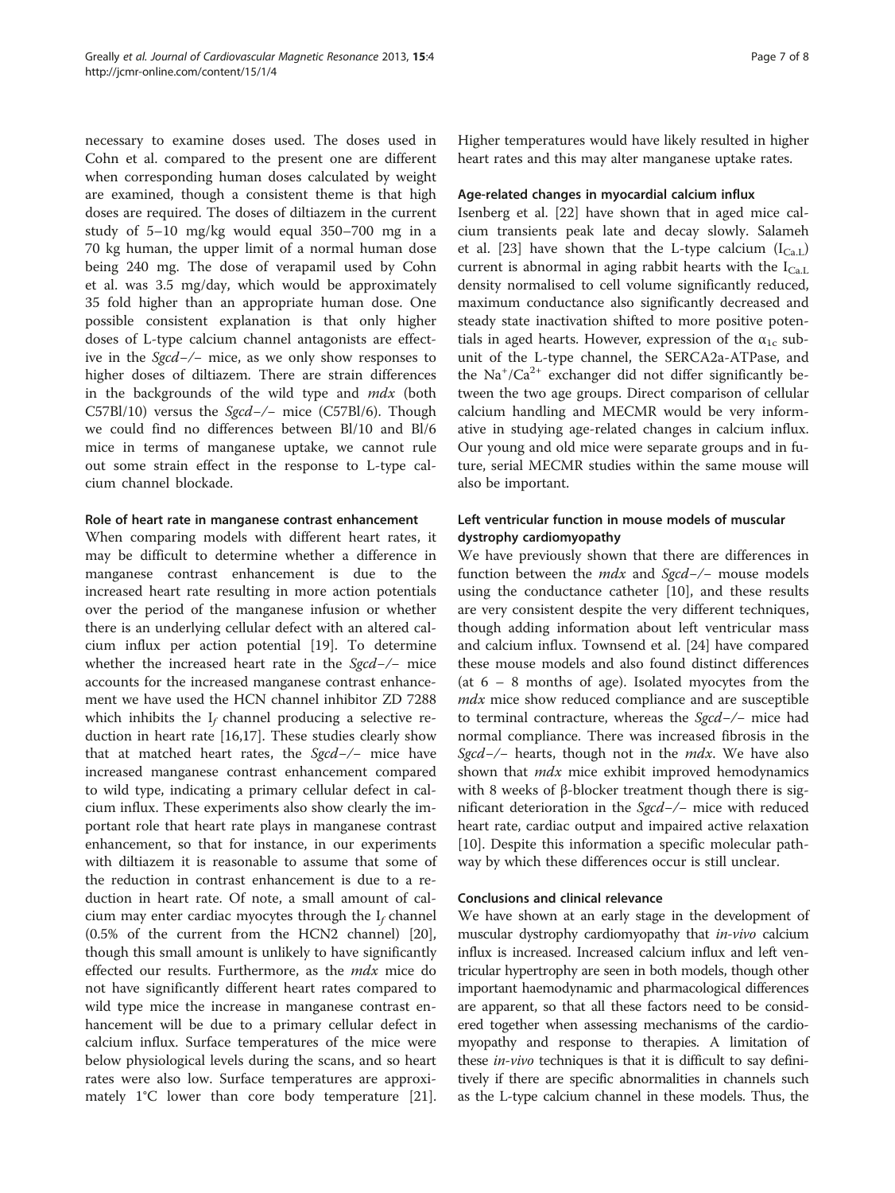necessary to examine doses used. The doses used in Cohn et al. compared to the present one are different when corresponding human doses calculated by weight are examined, though a consistent theme is that high doses are required. The doses of diltiazem in the current study of 5–10 mg/kg would equal 350–700 mg in a 70 kg human, the upper limit of a normal human dose being 240 mg. The dose of verapamil used by Cohn et al. was 3.5 mg/day, which would be approximately 35 fold higher than an appropriate human dose. One possible consistent explanation is that only higher doses of L-type calcium channel antagonists are effective in the *Sgcd*−/− mice, as we only show responses to higher doses of diltiazem. There are strain differences in the backgrounds of the wild type and *mdx* (both C57Bl/10) versus the *Sgcd*−/− mice (C57Bl/6). Though we could find no differences between Bl/10 and Bl/6 mice in terms of manganese uptake, we cannot rule out some strain effect in the response to L-type calcium channel blockade.

### Role of heart rate in manganese contrast enhancement

When comparing models with different heart rates, it may be difficult to determine whether a difference in manganese contrast enhancement is due to the increased heart rate resulting in more action potentials over the period of the manganese infusion or whether there is an underlying cellular defect with an altered calcium influx per action potential [19]. To determine whether the increased heart rate in the *Sgcd*−/− mice accounts for the increased manganese contrast enhancement we have used the HCN channel inhibitor ZD 7288 which inhibits the $I_f$ channel producing a selective reduction in heart rate [16,17]. These studies clearly show that at matched heart rates, the *Sgcd*−/− mice have increased manganese contrast enhancement compared to wild type, indicating a primary cellular defect in calcium influx. These experiments also show clearly the important role that heart rate plays in manganese contrast enhancement, so that for instance, in our experiments with diltiazem it is reasonable to assume that some of the reduction in contrast enhancement is due to a reduction in heart rate. Of note, a small amount of calcium may enter cardiac myocytes through the $I_f$ channel (0.5% of the current from the HCN2 channel) [20], though this small amount is unlikely to have significantly effected our results. Furthermore, as the *mdx* mice do not have significantly different heart rates compared to wild type mice the increase in manganese contrast enhancement will be due to a primary cellular defect in calcium influx. Surface temperatures of the mice were below physiological levels during the scans, and so heart rates were also low. Surface temperatures are approximately 1°C lower than core body temperature [21]. Higher temperatures would have likely resulted in higher heart rates and this may alter manganese uptake rates.

### Age-related changes in myocardial calcium influx

Isenberg et al. [22] have shown that in aged mice calcium transients peak late and decay slowly. Salameh et al. [23] have shown that the L-type calcium ($I_{Ca,L}$) current is abnormal in aging rabbit hearts with the $I_{Ca,L}$ density normalised to cell volume significantly reduced, maximum conductance also significantly decreased and steady state inactivation shifted to more positive potentials in aged hearts. However, expression of the $\alpha_{1c}$ subunit of the L-type channel, the SERCA2a-ATPase, and the $Na^{+}/Ca^{2+}$ exchanger did not differ significantly between the two age groups. Direct comparison of cellular calcium handling and MECMR would be very informative in studying age-related changes in calcium influx. Our young and old mice were separate groups and in future, serial MECMR studies within the same mouse will also be important.

### Left ventricular function in mouse models of muscular dystrophy cardiomyopathy

We have previously shown that there are differences in function between the *mdx* and *Sgcd*−/− mouse models using the conductance catheter [10], and these results are very consistent despite the very different techniques, though adding information about left ventricular mass and calcium influx. Townsend et al. [24] have compared these mouse models and also found distinct differences (at 6 – 8 months of age). Isolated myocytes from the *mdx* mice show reduced compliance and are susceptible to terminal contracture, whereas the *Sgcd*−/− mice had normal compliance. There was increased fibrosis in the *Sgcd*−/− hearts, though not in the *mdx*. We have also shown that *mdx* mice exhibit improved hemodynamics with 8 weeks of β-blocker treatment though there is significant deterioration in the *Sgcd*−/− mice with reduced heart rate, cardiac output and impaired active relaxation [10]. Despite this information a specific molecular pathway by which these differences occur is still unclear.

### Conclusions and clinical relevance

We have shown at an early stage in the development of muscular dystrophy cardiomyopathy that *in-vivo* calcium influx is increased. Increased calcium influx and left ventricular hypertrophy are seen in both models, though other important haemodynamic and pharmacological differences are apparent, so that all these factors need to be considered together when assessing mechanisms of the cardiomyopathy and response to therapies. A limitation of these *in-vivo* techniques is that it is difficult to say definitively if there are specific abnormalities in channels such as the L-type calcium channel in these models. Thus, the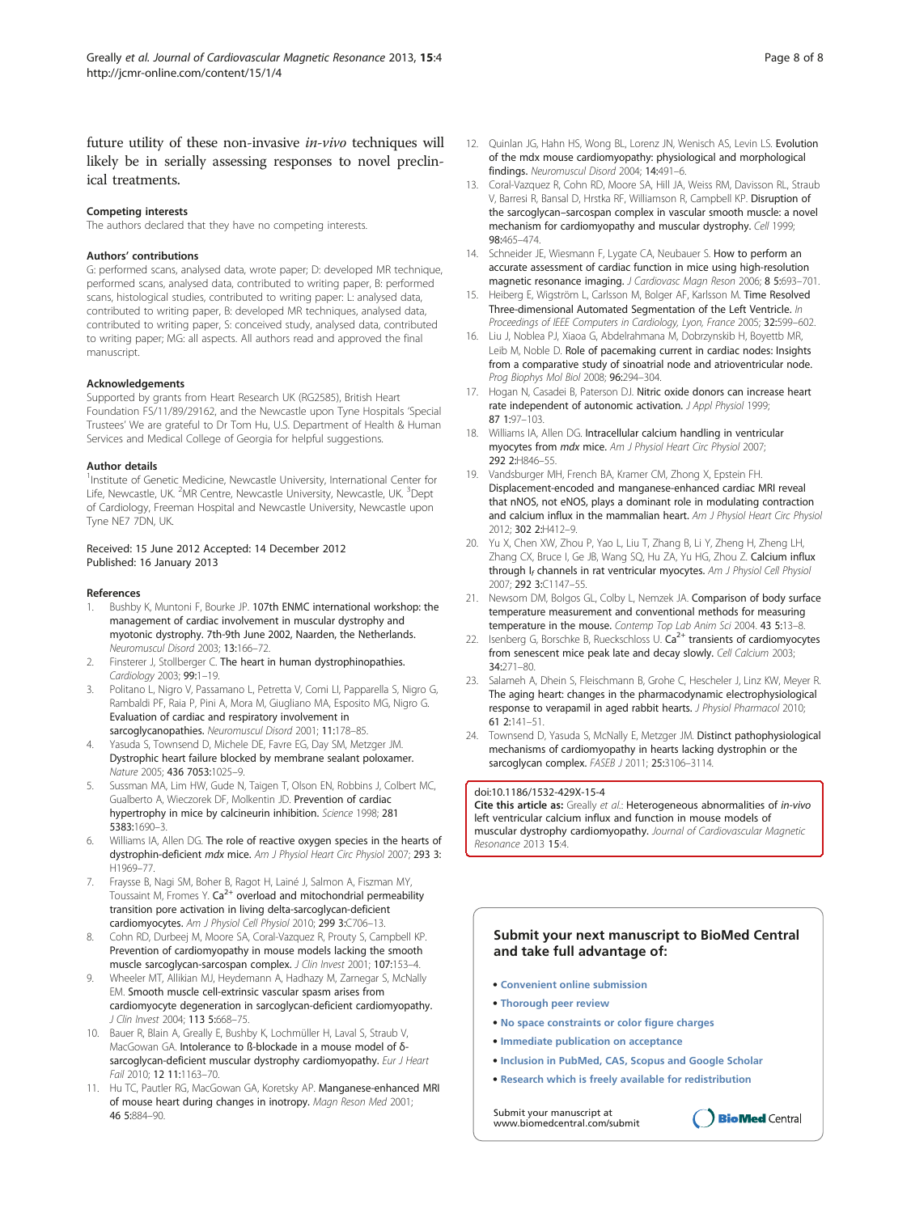future utility of these non-invasive *in-vivo* techniques will likely be in serially assessing responses to novel preclinical treatments.

### Competing interests

The authors declared that they have no competing interests.

### Authors' contributions

G: performed scans, analysed data, wrote paper; D: developed MR technique, performed scans, analysed data, contributed to writing paper, B: performed scans, histological studies, contributed to writing paper: L: analysed data, contributed to writing paper, B: developed MR techniques, analysed data, contributed to writing paper, S: conceived study, analysed data, contributed to writing paper; MG: all aspects. All authors read and approved the final manuscript.

### Acknowledgements

Supported by grants from Heart Research UK (RG2585), British Heart Foundation FS/11/89/29162, and the Newcastle upon Tyne Hospitals 'Special Trustees' We are grateful to Dr Tom Hu, U.S. Department of Health & Human Services and Medical College of Georgia for helpful suggestions.

### Author details

[1]Institute of Genetic Medicine, Newcastle University, International Center for Life, Newcastle, UK. [2]MR Centre, Newcastle University, Newcastle, UK. [3]Dept of Cardiology, Freeman Hospital and Newcastle University, Newcastle upon Tyne NE7 7DN, UK.

Received: 15 June 2012 Accepted: 14 December 2012
Published: 16 January 2013

### References

1. Bushby K, Muntoni F, Bourke JP. **107th ENMC international workshop: the management of cardiac involvement in muscular dystrophy and myotonic dystrophy. 7th-9th June 2002, Naarden, the Netherlands.** *Neuromuscul Disord* 2003; **13**:166–72.
2. Finsterer J, Stollberger C. **The heart in human dystrophinopathies.** *Cardiology* 2003; **99**:1–19.
3. Politano L, Nigro V, Passamano L, Petretta V, Comi LI, Papparella S, Nigro G, Rambaldi PF, Raia P, Pini A, Mora M, Giugliano MA, Esposito MG, Nigro G. **Evaluation of cardiac and respiratory involvement in sarcoglycanopathies.** *Neuromuscul Disord* 2001; **11**:178–85.
4. Yasuda S, Townsend D, Michele DE, Favre EG, Day SM, Metzger JM. **Dystrophic heart failure blocked by membrane sealant poloxamer.** *Nature* 2005; **436** 7053:1025–9.
5. Sussman MA, Lim HW, Gude N, Taigen T, Olson EN, Robbins J, Colbert MC, Gualberto A, Wieczorek DF, Molkentin JD. **Prevention of cardiac hypertrophy in mice by calcineurin inhibition.** *Science* 1998; **281** 5383:1690–3.
6. Williams IA, Allen DG. **The role of reactive oxygen species in the hearts of dystrophin-deficient** ***mdx*** **mice.** *Am J Physiol Heart Circ Physiol* 2007; **293** 3: H1969–77.
7. Fraysse B, Nagi SM, Boher B, Ragot H, Lainé J, Salmon A, Fiszman MY, Toussaint M, Fromes Y. **$Ca^{2+}$ overload and mitochondrial permeability transition pore activation in living delta-sarcoglycan-deficient cardiomyocytes.** *Am J Physiol Cell Physiol* 2010; **299** 3:C706–13.
8. Cohn RD, Durbeej M, Moore SA, Coral-Vazquez R, Prouty S, Campbell KP. **Prevention of cardiomyopathy in mouse models lacking the smooth muscle sarcoglycan-sarcospan complex.** *J Clin Invest* 2001; **107**:153–4.
9. Wheeler MT, Allikian MJ, Heydemann A, Hadhazy M, Zarnegar S, McNally EM. **Smooth muscle cell-extrinsic vascular spasm arises from cardiomyocyte degeneration in sarcoglycan-deficient cardiomyopathy.** *J Clin Invest* 2004; **113** 5:668–75.
10. Bauer R, Blain A, Greally E, Bushby K, Lochmüller H, Laval S, Straub V, MacGowan GA. **Intolerance to ß-blockade in a mouse model of δ-sarcoglycan-deficient muscular dystrophy cardiomyopathy.** *Eur J Heart Fail* 2010; **12** 11:1163–70.
11. Hu TC, Pautler RG, MacGowan GA, Koretsky AP. **Manganese-enhanced MRI of mouse heart during changes in inotropy.** *Magn Reson Med* 2001; **46** 5:884–90.
12. Quinlan JG, Hahn HS, Wong BL, Lorenz JN, Wenisch AS, Levin LS. **Evolution of the mdx mouse cardiomyopathy: physiological and morphological findings.** *Neuromuscul Disord* 2004; **14**:491–6.
13. Coral-Vazquez R, Cohn RD, Moore SA, Hill JA, Weiss RM, Davisson RL, Straub V, Barresi R, Bansal D, Hrstka RF, Williamson R, Campbell KP. **Disruption of the sarcoglycan–sarcospan complex in vascular smooth muscle: a novel mechanism for cardiomyopathy and muscular dystrophy.** *Cell* 1999; **98**:465–474.
14. Schneider JE, Wiesmann F, Lygate CA, Neubauer S. **How to perform an accurate assessment of cardiac function in mice using high-resolution magnetic resonance imaging.** *J Cardiovasc Magn Reson* 2006; **8** 5:693–701.
15. Heiberg E, Wigström L, Carlsson M, Bolger AF, Karlsson M. **Time Resolved Three-dimensional Automated Segmentation of the Left Ventricle.** *In Proceedings of IEEE Computers in Cardiology, Lyon, France* 2005; **32**:599–602.
16. Liu J, Noblea PJ, Xiaoa G, Abdelrahmana M, Dobrzynskib H, Boyettb MR, Leib M, Noble D. **Role of pacemaking current in cardiac nodes: Insights from a comparative study of sinoatrial node and atrioventricular node.** *Prog Biophys Mol Biol* 2008; **96**:294–304.
17. Hogan N, Casadei B, Paterson DJ. **Nitric oxide donors can increase heart rate independent of autonomic activation.** *J Appl Physiol* 1999; **87** 1:97–103.
18. Williams IA, Allen DG. **Intracellular calcium handling in ventricular myocytes from** ***mdx*** **mice.** *Am J Physiol Heart Circ Physiol* 2007; **292** 2:H846–55.
19. Vandsburger MH, French BA, Kramer CM, Zhong X, Epstein FH. **Displacement-encoded and manganese-enhanced cardiac MRI reveal that nNOS, not eNOS, plays a dominant role in modulating contraction and calcium influx in the mammalian heart.** *Am J Physiol Heart Circ Physiol* 2012; **302** 2:H412–9.
20. Yu X, Chen XW, Zhou P, Yao L, Liu T, Zhang B, Li Y, Zheng H, Zheng LH, Zhang CX, Bruce I, Ge JB, Wang SQ, Hu ZA, Yu HG, Zhou Z. **Calcium influx through $I_f$ channels in rat ventricular myocytes.** *Am J Physiol Cell Physiol* 2007; **292** 3:C1147–55.
21. Newsom DM, Bolgos GL, Colby L, Nemzek JA. **Comparison of body surface temperature measurement and conventional methods for measuring temperature in the mouse.** *Contemp Top Lab Anim Sci* 2004. **43** 5:13–8.
22. Isenberg G, Borschke B, Rueckschloss U. **$Ca^{2+}$ transients of cardiomyocytes from senescent mice peak late and decay slowly.** *Cell Calcium* 2003; **34**:271–80.
23. Salameh A, Dhein S, Fleischmann B, Grohe C, Hescheler J, Linz KW, Meyer R. **The aging heart: changes in the pharmacodynamic electrophysiological response to verapamil in aged rabbit hearts.** *J Physiol Pharmacol* 2010; **61** 2:141–51.
24. Townsend D, Yasuda S, McNally E, Metzger JM. **Distinct pathophysiological mechanisms of cardiomyopathy in hearts lacking dystrophin or the sarcoglycan complex.** *FASEB J* 2011; **25**:3106–3114.

doi:10.1186/1532-429X-15-4

**Cite this article as:** Greally *et al.*: Heterogeneous abnormalities of *in-vivo* left ventricular calcium influx and function in mouse models of muscular dystrophy cardiomyopathy. *Journal of Cardiovascular Magnetic Resonance* 2013 **15**:4.

**Submit your next manuscript to BioMed Central and take full advantage of:**

- Convenient online submission
- Thorough peer review
- No space constraints or color figure charges
- Immediate publication on acceptance
- Inclusion in PubMed, CAS, Scopus and Google Scholar
- Research which is freely available for redistribution

Submit your manuscript at
www.biomedcentral.com/submit

BioMed Central